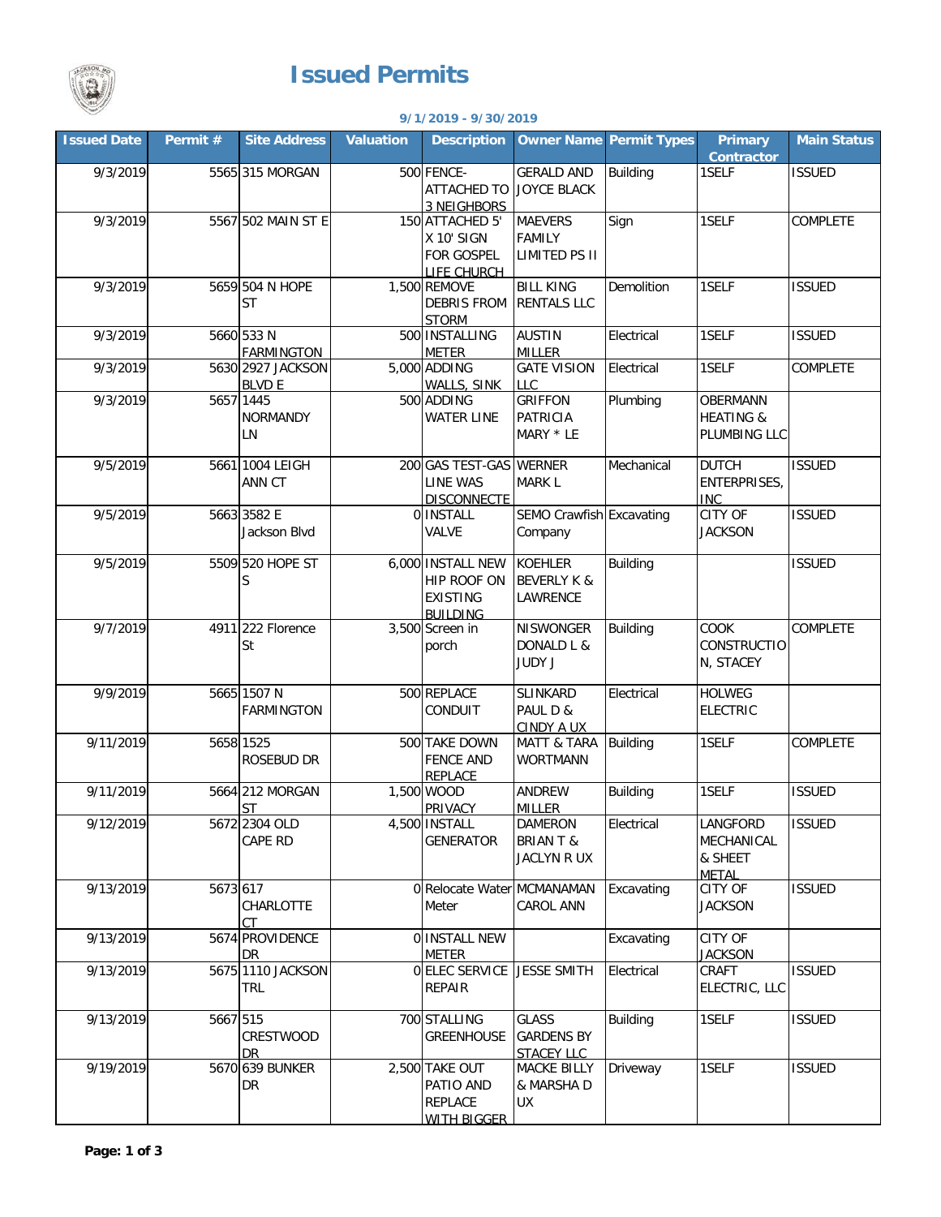# Issued Permits

**9/1/2019 - 9/30/2019**

| Issued Date | Permit # | Site Address | Valuation | Description | Owner Name | Permit Types | Primary Contractor | Main Status |
|---|---|---|---|---|---|---|---|---|
| 9/3/2019 | 5565 | 315 MORGAN | 500 | FENCE-ATTACHED TO 3 NEIGHBORS | GERALD AND JOYCE BLACK | Building | 1SELF | ISSUED |
| 9/3/2019 | 5567 | 502 MAIN ST E | 150 | ATTACHED 5' X 10' SIGN FOR GOSPEL LIFE CHURCH | MAEVERS FAMILY LIMITED PS II | Sign | 1SELF | COMPLETE |
| 9/3/2019 | 5659 | 504 N HOPE ST | 1,500 | REMOVE DEBRIS FROM STORM | BILL KING RENTALS LLC | Demolition | 1SELF | ISSUED |
| 9/3/2019 | 5660 | 533 N FARMINGTON | 500 | INSTALLING METER | AUSTIN MILLER | Electrical | 1SELF | ISSUED |
| 9/3/2019 | 5630 | 2927 JACKSON BLVD E | 5,000 | ADDING WALLS, SINK | GATE VISION LLC | Electrical | 1SELF | COMPLETE |
| 9/3/2019 | 5657 | 1445 NORMANDY LN | 500 | ADDING WATER LINE | GRIFFON PATRICIA MARY * LE | Plumbing | OBERMANN HEATING & PLUMBING LLC | |
| 9/5/2019 | 5661 | 1004 LEIGH ANN CT | 200 | GAS TEST-GAS LINE WAS DISCONNECTE | WERNER MARK L | Mechanical | DUTCH ENTERPRISES, INC | ISSUED |
| 9/5/2019 | 5663 | 3582 E Jackson Blvd | 0 | INSTALL VALVE | SEMO Crawfish Company | Excavating | CITY OF JACKSON | ISSUED |
| 9/5/2019 | 5509 | 520 HOPE ST S | 6,000 | INSTALL NEW HIP ROOF ON EXISTING BUILDING | KOEHLER BEVERLY K & LAWRENCE | Building | | ISSUED |
| 9/7/2019 | 4911 | 222 Florence St | 3,500 | Screen in porch | NISWONGER DONALD L & JUDY J | Building | COOK CONSTRUCTION, STACEY | COMPLETE |
| 9/9/2019 | 5665 | 1507 N FARMINGTON | 500 | REPLACE CONDUIT | SLINKARD PAUL D & CINDY A UX | Electrical | HOLWEG ELECTRIC | |
| 9/11/2019 | 5658 | 1525 ROSEBUD DR | 500 | TAKE DOWN FENCE AND REPLACE | MATT & TARA WORTMANN | Building | 1SELF | COMPLETE |
| 9/11/2019 | 5664 | 212 MORGAN ST | 1,500 | WOOD PRIVACY | ANDREW MILLER | Building | 1SELF | ISSUED |
| 9/12/2019 | 5672 | 2304 OLD CAPE RD | 4,500 | INSTALL GENERATOR | DAMERON BRIAN T & JACLYN R UX | Electrical | LANGFORD MECHANICAL & SHEET METAL | ISSUED |
| 9/13/2019 | 5673 | 617 CHARLOTTE CT | 0 | Relocate Water Meter | MCMANAMAN CAROL ANN | Excavating | CITY OF JACKSON | ISSUED |
| 9/13/2019 | 5674 | PROVIDENCE DR | 0 | INSTALL NEW METER | | Excavating | CITY OF JACKSON | |
| 9/13/2019 | 5675 | 1110 JACKSON TRL | 0 | ELEC SERVICE REPAIR | JESSE SMITH | Electrical | CRAFT ELECTRIC, LLC | ISSUED |
| 9/13/2019 | 5667 | 515 CRESTWOOD DR | 700 | STALLING GREENHOUSE | GLASS GARDENS BY STACEY LLC | Building | 1SELF | ISSUED |
| 9/19/2019 | 5670 | 639 BUNKER DR | 2,500 | TAKE OUT PATIO AND REPLACE WITH BIGGER | MACKE BILLY & MARSHA D UX | Driveway | 1SELF | ISSUED |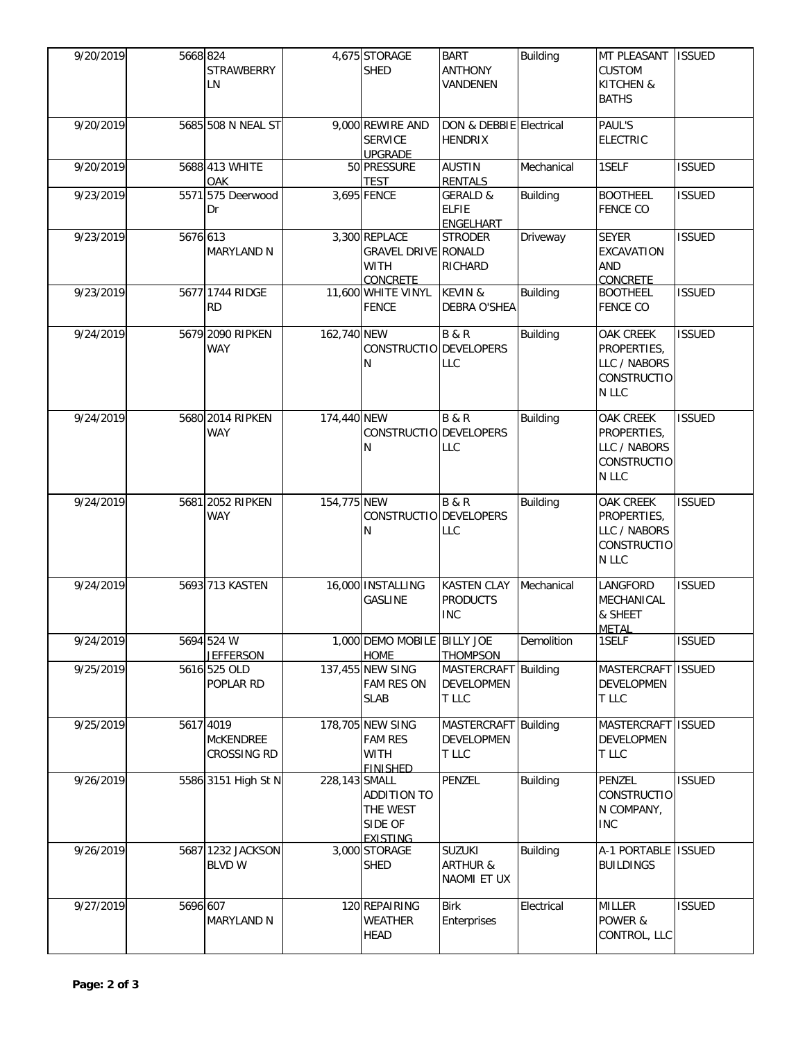| | | | | | | | | |
|---|---|---|---|---|---|---|---|---|
| 9/20/2019 | 5668 | 824 STRAWBERRY LN | 4,675 | STORAGE SHED | BART ANTHONY VANDENEN | Building | MT PLEASANT CUSTOM KITCHEN & BATHS | ISSUED |
| 9/20/2019 | 5685 | 508 N NEAL ST | 9,000 | REWIRE AND SERVICE UPGRADE | DON & DEBBIE HENDRIX | Electrical | PAUL'S ELECTRIC | |
| 9/20/2019 | 5688 | 413 WHITE OAK | 50 | PRESSURE TEST | AUSTIN RENTALS | Mechanical | 1SELF | ISSUED |
| 9/23/2019 | 5571 | 575 Deerwood Dr | 3,695 | FENCE | GERALD & ELFIE ENGELHART | Building | BOOTHEEL FENCE CO | ISSUED |
| 9/23/2019 | 5676 | 613 MARYLAND N | 3,300 | REPLACE GRAVEL DRIVE WITH CONCRETE | STRODER RONALD RICHARD | Driveway | SEYER EXCAVATION AND CONCRETE | ISSUED |
| 9/23/2019 | 5677 | 1744 RIDGE RD | 11,600 | WHITE VINYL FENCE | KEVIN & DEBRA O'SHEA | Building | BOOTHEEL FENCE CO | ISSUED |
| 9/24/2019 | 5679 | 2090 RIPKEN WAY | 162,740 | NEW CONSTRUCTION | B & R DEVELOPERS LLC | Building | OAK CREEK PROPERTIES, LLC / NABORS CONSTRUCTION LLC | ISSUED |
| 9/24/2019 | 5680 | 2014 RIPKEN WAY | 174,440 | NEW CONSTRUCTION | B & R DEVELOPERS LLC | Building | OAK CREEK PROPERTIES, LLC / NABORS CONSTRUCTION LLC | ISSUED |
| 9/24/2019 | 5681 | 2052 RIPKEN WAY | 154,775 | NEW CONSTRUCTION | B & R DEVELOPERS LLC | Building | OAK CREEK PROPERTIES, LLC / NABORS CONSTRUCTION LLC | ISSUED |
| 9/24/2019 | 5693 | 713 KASTEN | 16,000 | INSTALLING GASLINE | KASTEN CLAY PRODUCTS INC | Mechanical | LANGFORD MECHANICAL & SHEET METAL | ISSUED |
| 9/24/2019 | 5694 | 524 W JEFFERSON | 1,000 | DEMO MOBILE HOME | BILLY JOE THOMPSON | Demolition | 1SELF | ISSUED |
| 9/25/2019 | 5616 | 525 OLD POPLAR RD | 137,455 | NEW SING FAM RES ON SLAB | MASTERCRAFT DEVELOPMENT LLC | Building | MASTERCRAFT DEVELOPMENT LLC | ISSUED |
| 9/25/2019 | 5617 | 4019 McKENDREE CROSSING RD | 178,705 | NEW SING FAM RES WITH FINISHED | MASTERCRAFT DEVELOPMENT LLC | Building | MASTERCRAFT DEVELOPMENT LLC | ISSUED |
| 9/26/2019 | 5586 | 3151 High St N | 228,143 | SMALL ADDITION TO THE WEST SIDE OF EXISTING | PENZEL | Building | PENZEL CONSTRUCTION COMPANY, INC | ISSUED |
| 9/26/2019 | 5687 | 1232 JACKSON BLVD W | 3,000 | STORAGE SHED | SUZUKI ARTHUR & NAOMI ET UX | Building | A-1 PORTABLE BUILDINGS | ISSUED |
| 9/27/2019 | 5696 | 607 MARYLAND N | 120 | REPAIRING WEATHER HEAD | Birk Enterprises | Electrical | MILLER POWER & CONTROL, LLC | ISSUED |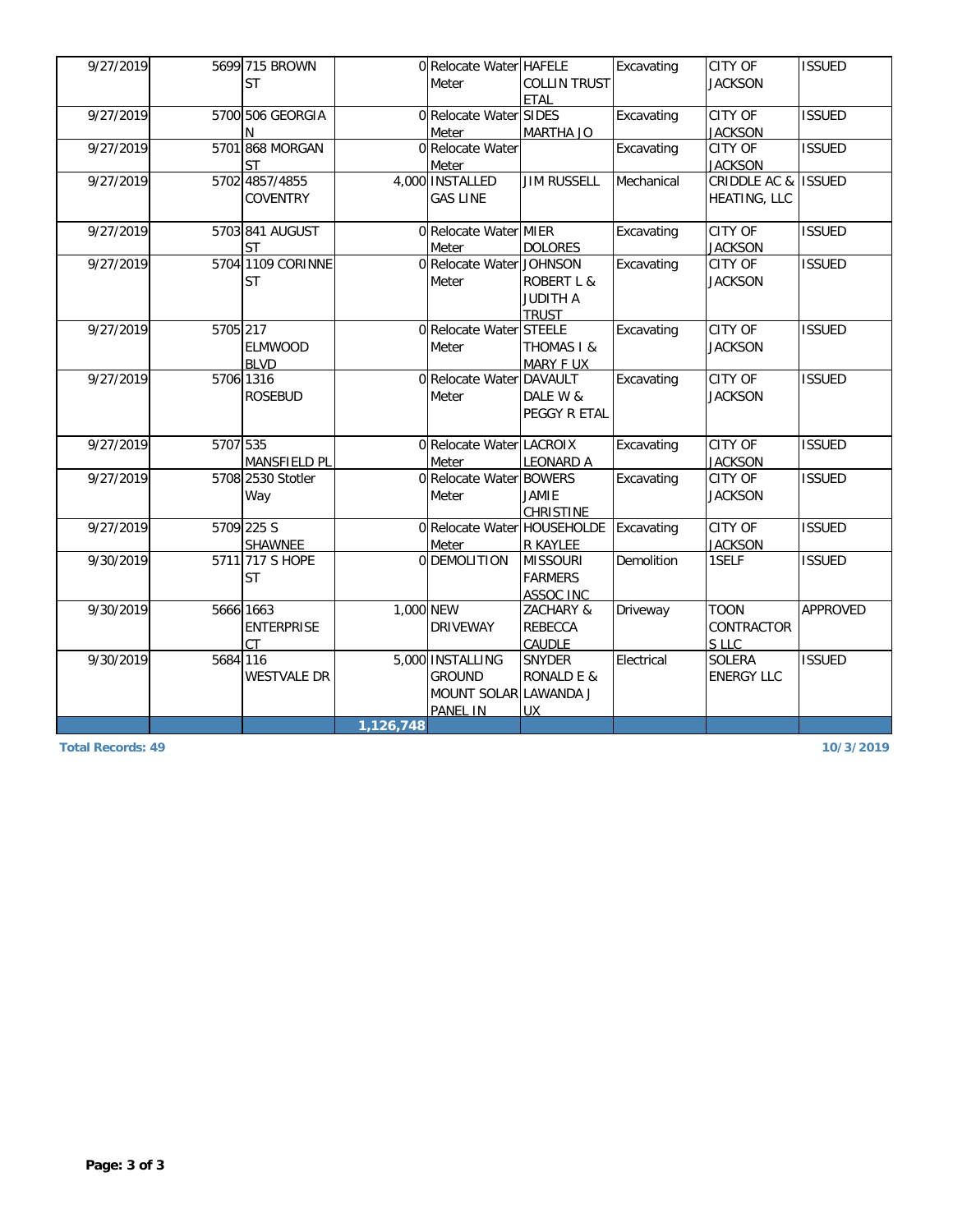| | | | | | | | | |
|---|---|---|---|---|---|---|---|---|
| 9/27/2019 | 5699 | 715 BROWN ST | 0 | Relocate Water Meter | HAFELE COLLIN TRUST ETAL | Excavating | CITY OF JACKSON | ISSUED |
| 9/27/2019 | 5700 | 506 GEORGIA N | 0 | Relocate Water Meter | SIDES MARTHA JO | Excavating | CITY OF JACKSON | ISSUED |
| 9/27/2019 | 5701 | 868 MORGAN ST | 0 | Relocate Water Meter | | Excavating | CITY OF JACKSON | ISSUED |
| 9/27/2019 | 5702 | 4857/4855 COVENTRY | 4,000 | INSTALLED GAS LINE | JIM RUSSELL | Mechanical | CRIDDLE AC & HEATING, LLC | ISSUED |
| 9/27/2019 | 5703 | 841 AUGUST ST | 0 | Relocate Water Meter | MIER DOLORES | Excavating | CITY OF JACKSON | ISSUED |
| 9/27/2019 | 5704 | 1109 CORINNE ST | 0 | Relocate Water Meter | JOHNSON ROBERT L & JUDITH A TRUST | Excavating | CITY OF JACKSON | ISSUED |
| 9/27/2019 | 5705 | 217 ELMWOOD BLVD | 0 | Relocate Water Meter | STEELE THOMAS I & MARY F UX | Excavating | CITY OF JACKSON | ISSUED |
| 9/27/2019 | 5706 | 1316 ROSEBUD | 0 | Relocate Water Meter | DAVAULT DALE W & PEGGY R ETAL | Excavating | CITY OF JACKSON | ISSUED |
| 9/27/2019 | 5707 | 535 MANSFIELD PL | 0 | Relocate Water Meter | LACROIX LEONARD A | Excavating | CITY OF JACKSON | ISSUED |
| 9/27/2019 | 5708 | 2530 Stotler Way | 0 | Relocate Water Meter | BOWERS JAMIE CHRISTINE | Excavating | CITY OF JACKSON | ISSUED |
| 9/27/2019 | 5709 | 225 S SHAWNEE | 0 | Relocate Water Meter | HOUSEHOLDER KAYLEE | Excavating | CITY OF JACKSON | ISSUED |
| 9/30/2019 | 5711 | 717 S HOPE ST | 0 | DEMOLITION | MISSOURI FARMERS ASSOC INC | Demolition | 1SELF | ISSUED |
| 9/30/2019 | 5666 | 1663 ENTERPRISE CT | 1,000 | NEW DRIVEWAY | ZACHARY & REBECCA CAUDLE | Driveway | TOON CONTRACTORS LLC | APPROVED |
| 9/30/2019 | 5684 | 116 WESTVALE DR | 5,000 | INSTALLING GROUND MOUNT SOLAR PANEL IN | SNYDER RONALD E & LAWANDA J UX | Electrical | SOLERA ENERGY LLC | ISSUED |
| | | | 1,126,748 | | | | | |

**Total Records: 49**

**10/3/2019**